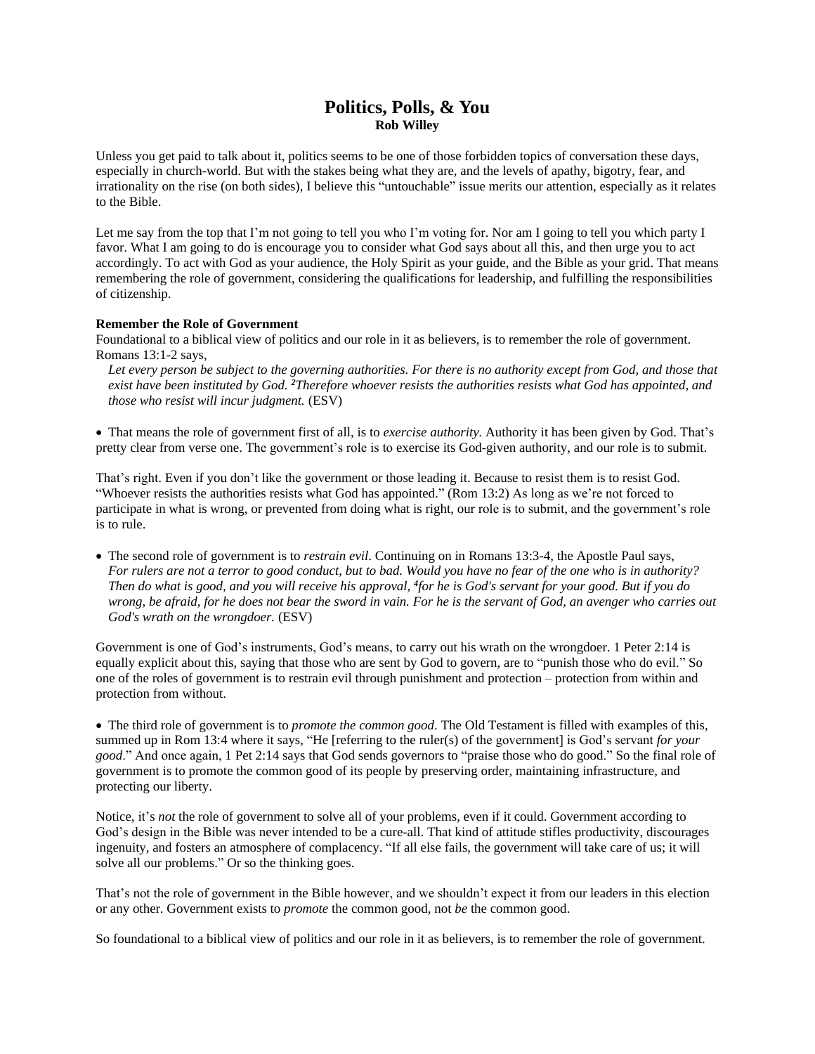# Politics, Polls, & You

**Rob Willey**

Unless you get paid to talk about it, politics seems to be one of those forbidden topics of conversation these days, especially in church-world. But with the stakes being what they are, and the levels of apathy, bigotry, fear, and irrationality on the rise (on both sides), I believe this "untouchable" issue merits our attention, especially as it relates to the Bible.

Let me say from the top that I'm not going to tell you who I'm voting for. Nor am I going to tell you which party I favor. What I am going to do is encourage you to consider what God says about all this, and then urge you to act accordingly. To act with God as your audience, the Holy Spirit as your guide, and the Bible as your grid. That means remembering the role of government, considering the qualifications for leadership, and fulfilling the responsibilities of citizenship.

**Remember the Role of Government**

Foundational to a biblical view of politics and our role in it as believers, is to remember the role of government. Romans 13:1-2 says,

> *Let every person be subject to the governing authorities. For there is no authority except from God, and those that exist have been instituted by God. ²Therefore whoever resists the authorities resists what God has appointed, and those who resist will incur judgment.* (ESV)

- That means the role of government first of all, is to *exercise authority.* Authority it has been given by God. That's pretty clear from verse one. The government's role is to exercise its God-given authority, and our role is to submit.

That's right. Even if you don't like the government or those leading it. Because to resist them is to resist God. "Whoever resists the authorities resists what God has appointed." (Rom 13:2) As long as we're not forced to participate in what is wrong, or prevented from doing what is right, our role is to submit, and the government's role is to rule.

- The second role of government is to *restrain evil*. Continuing on in Romans 13:3-4, the Apostle Paul says,
  *For rulers are not a terror to good conduct, but to bad. Would you have no fear of the one who is in authority? Then do what is good, and you will receive his approval, ⁴for he is God's servant for your good. But if you do wrong, be afraid, for he does not bear the sword in vain. For he is the servant of God, an avenger who carries out God's wrath on the wrongdoer.* (ESV)

Government is one of God's instruments, God's means, to carry out his wrath on the wrongdoer. 1 Peter 2:14 is equally explicit about this, saying that those who are sent by God to govern, are to "punish those who do evil." So one of the roles of government is to restrain evil through punishment and protection – protection from within and protection from without.

- The third role of government is to *promote the common good*. The Old Testament is filled with examples of this, summed up in Rom 13:4 where it says, "He [referring to the ruler(s) of the government] is God's servant *for your good*." And once again, 1 Pet 2:14 says that God sends governors to "praise those who do good." So the final role of government is to promote the common good of its people by preserving order, maintaining infrastructure, and protecting our liberty.

Notice, it's *not* the role of government to solve all of your problems, even if it could. Government according to God's design in the Bible was never intended to be a cure-all. That kind of attitude stifles productivity, discourages ingenuity, and fosters an atmosphere of complacency. "If all else fails, the government will take care of us; it will solve all our problems." Or so the thinking goes.

That's not the role of government in the Bible however, and we shouldn't expect it from our leaders in this election or any other. Government exists to *promote* the common good, not *be* the common good.

So foundational to a biblical view of politics and our role in it as believers, is to remember the role of government.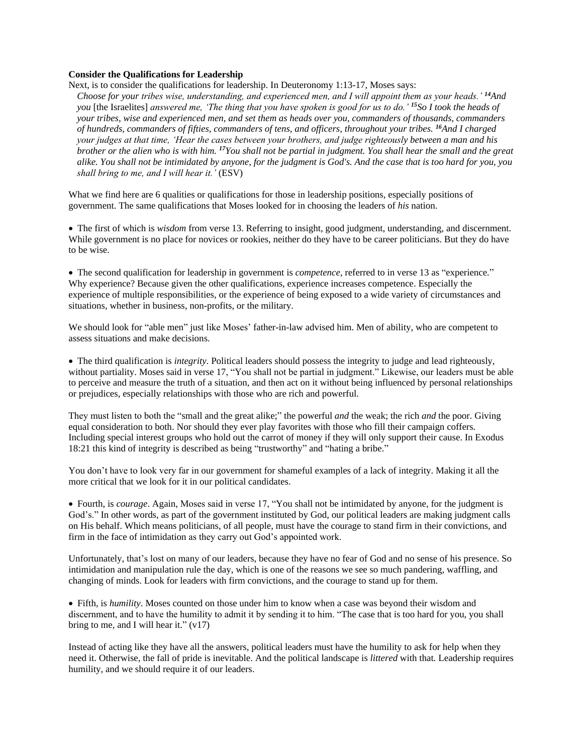**Consider the Qualifications for Leadership**

Next, is to consider the qualifications for leadership. In Deuteronomy 1:13-17, Moses says:

> *Choose for your tribes wise, understanding, and experienced men, and I will appoint them as your heads.' **14**And you* [the Israelites] *answered me, 'The thing that you have spoken is good for us to do.' **15**So I took the heads of your tribes, wise and experienced men, and set them as heads over you, commanders of thousands, commanders of hundreds, commanders of fifties, commanders of tens, and officers, throughout your tribes. **16**And I charged your judges at that time, 'Hear the cases between your brothers, and judge righteously between a man and his brother or the alien who is with him. **17**You shall not be partial in judgment. You shall hear the small and the great alike. You shall not be intimidated by anyone, for the judgment is God's. And the case that is too hard for you, you shall bring to me, and I will hear it.'* (ESV)

What we find here are 6 qualities or qualifications for those in leadership positions, especially positions of government. The same qualifications that Moses looked for in choosing the leaders of *his* nation.

- The first of which is *wisdom* from verse 13. Referring to insight, good judgment, understanding, and discernment. While government is no place for novices or rookies, neither do they have to be career politicians. But they do have to be wise.

- The second qualification for leadership in government is *competence*, referred to in verse 13 as "experience." Why experience? Because given the other qualifications, experience increases competence. Especially the experience of multiple responsibilities, or the experience of being exposed to a wide variety of circumstances and situations, whether in business, non-profits, or the military.

We should look for "able men" just like Moses' father-in-law advised him. Men of ability, who are competent to assess situations and make decisions.

- The third qualification is *integrity*. Political leaders should possess the integrity to judge and lead righteously, without partiality. Moses said in verse 17, "You shall not be partial in judgment." Likewise, our leaders must be able to perceive and measure the truth of a situation, and then act on it without being influenced by personal relationships or prejudices, especially relationships with those who are rich and powerful.

They must listen to both the "small and the great alike;" the powerful *and* the weak; the rich *and* the poor. Giving equal consideration to both. Nor should they ever play favorites with those who fill their campaign coffers. Including special interest groups who hold out the carrot of money if they will only support their cause. In Exodus 18:21 this kind of integrity is described as being "trustworthy" and "hating a bribe."

You don't have to look very far in our government for shameful examples of a lack of integrity. Making it all the more critical that we look for it in our political candidates.

- Fourth, is *courage*. Again, Moses said in verse 17, "You shall not be intimidated by anyone, for the judgment is God's." In other words, as part of the government instituted by God, our political leaders are making judgment calls on His behalf. Which means politicians, of all people, must have the courage to stand firm in their convictions, and firm in the face of intimidation as they carry out God's appointed work.

Unfortunately, that's lost on many of our leaders, because they have no fear of God and no sense of his presence. So intimidation and manipulation rule the day, which is one of the reasons we see so much pandering, waffling, and changing of minds. Look for leaders with firm convictions, and the courage to stand up for them.

- Fifth, is *humility*. Moses counted on those under him to know when a case was beyond their wisdom and discernment, and to have the humility to admit it by sending it to him. "The case that is too hard for you, you shall bring to me, and I will hear it." (v17)

Instead of acting like they have all the answers, political leaders must have the humility to ask for help when they need it. Otherwise, the fall of pride is inevitable. And the political landscape is *littered* with that. Leadership requires humility, and we should require it of our leaders.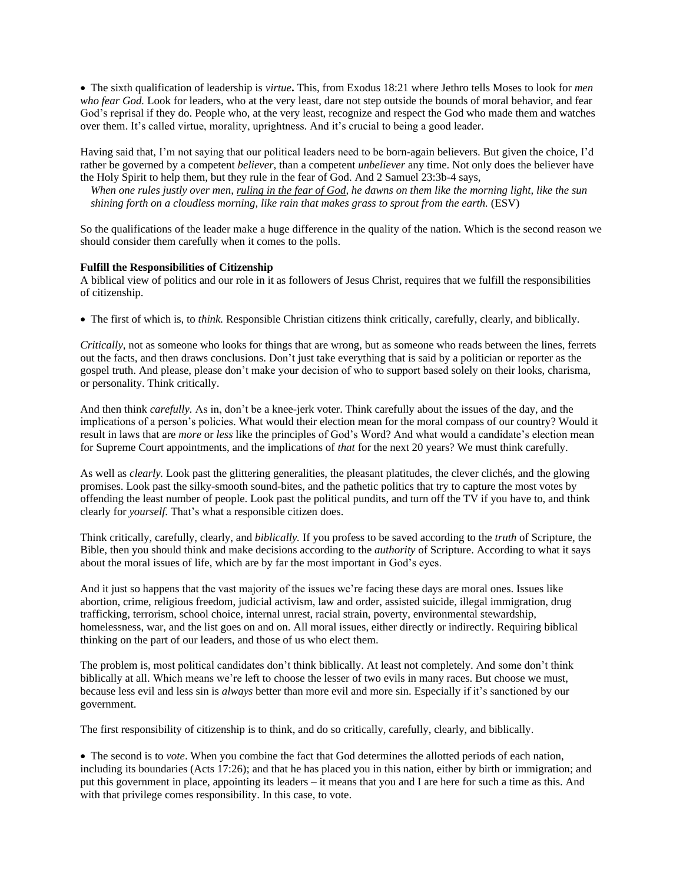- The sixth qualification of leadership is *virtue***.** This, from Exodus 18:21 where Jethro tells Moses to look for *men who fear God.* Look for leaders, who at the very least, dare not step outside the bounds of moral behavior, and fear God's reprisal if they do. People who, at the very least, recognize and respect the God who made them and watches over them. It's called virtue, morality, uprightness. And it's crucial to being a good leader.

Having said that, I'm not saying that our political leaders need to be born-again believers. But given the choice, I'd rather be governed by a competent *believer,* than a competent *unbeliever* any time. Not only does the believer have the Holy Spirit to help them, but they rule in the fear of God. And 2 Samuel 23:3b-4 says,

> *When one rules justly over men, <u>ruling in the fear of God</u>, he dawns on them like the morning light, like the sun shining forth on a cloudless morning, like rain that makes grass to sprout from the earth.* (ESV)

So the qualifications of the leader make a huge difference in the quality of the nation. Which is the second reason we should consider them carefully when it comes to the polls.

**Fulfill the Responsibilities of Citizenship**

A biblical view of politics and our role in it as followers of Jesus Christ, requires that we fulfill the responsibilities of citizenship.

- The first of which is, to *think.* Responsible Christian citizens think critically, carefully, clearly, and biblically.

*Critically*, not as someone who looks for things that are wrong, but as someone who reads between the lines, ferrets out the facts, and then draws conclusions. Don't just take everything that is said by a politician or reporter as the gospel truth. And please, please don't make your decision of who to support based solely on their looks, charisma, or personality. Think critically.

And then think *carefully.* As in, don't be a knee-jerk voter. Think carefully about the issues of the day, and the implications of a person's policies. What would their election mean for the moral compass of our country? Would it result in laws that are *more* or *less* like the principles of God's Word? And what would a candidate's election mean for Supreme Court appointments, and the implications of *that* for the next 20 years? We must think carefully.

As well as *clearly.* Look past the glittering generalities, the pleasant platitudes, the clever clichés, and the glowing promises. Look past the silky-smooth sound-bites, and the pathetic politics that try to capture the most votes by offending the least number of people. Look past the political pundits, and turn off the TV if you have to, and think clearly for *yourself.* That's what a responsible citizen does.

Think critically, carefully, clearly, and *biblically.* If you profess to be saved according to the *truth* of Scripture, the Bible, then you should think and make decisions according to the *authority* of Scripture. According to what it says about the moral issues of life, which are by far the most important in God's eyes.

And it just so happens that the vast majority of the issues we're facing these days are moral ones. Issues like abortion, crime, religious freedom, judicial activism, law and order, assisted suicide, illegal immigration, drug trafficking, terrorism, school choice, internal unrest, racial strain, poverty, environmental stewardship, homelessness, war, and the list goes on and on. All moral issues, either directly or indirectly. Requiring biblical thinking on the part of our leaders, and those of us who elect them.

The problem is, most political candidates don't think biblically. At least not completely. And some don't think biblically at all. Which means we're left to choose the lesser of two evils in many races. But choose we must, because less evil and less sin is *always* better than more evil and more sin. Especially if it's sanctioned by our government.

The first responsibility of citizenship is to think, and do so critically, carefully, clearly, and biblically.

- The second is to *vote*. When you combine the fact that God determines the allotted periods of each nation, including its boundaries (Acts 17:26); and that he has placed you in this nation, either by birth or immigration; and put this government in place, appointing its leaders – it means that you and I are here for such a time as this. And with that privilege comes responsibility. In this case, to vote.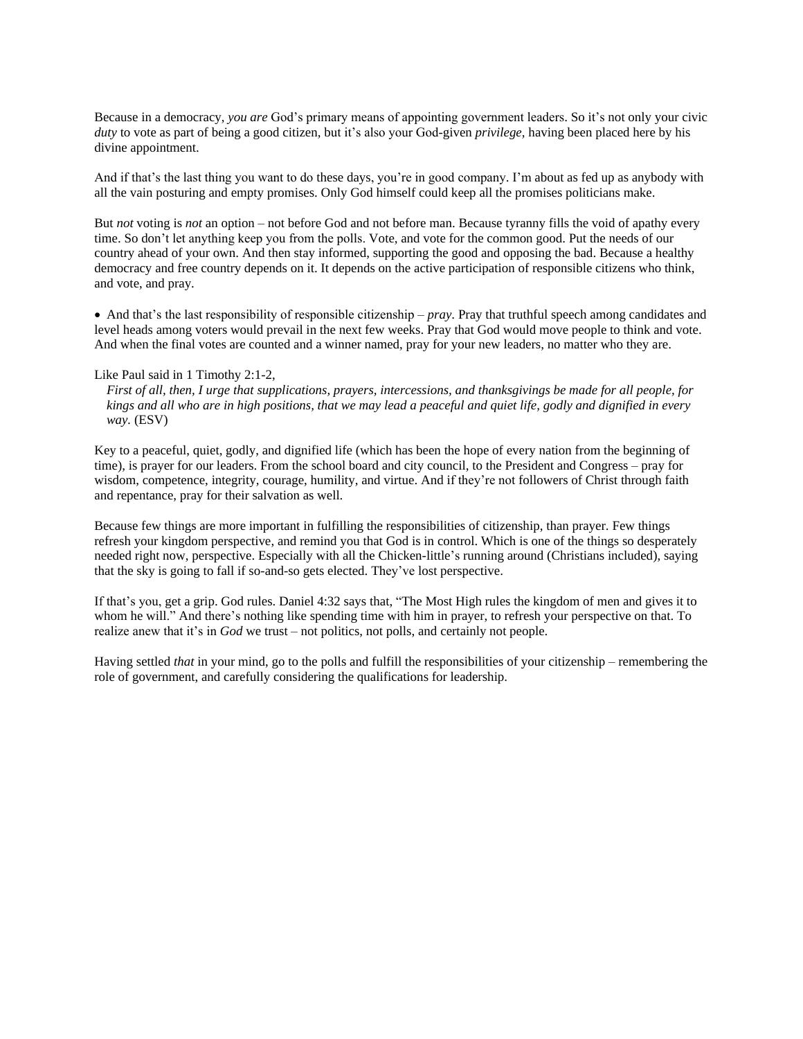Because in a democracy, *you are* God's primary means of appointing government leaders. So it's not only your civic *duty* to vote as part of being a good citizen, but it's also your God-given *privilege*, having been placed here by his divine appointment.

And if that's the last thing you want to do these days, you're in good company. I'm about as fed up as anybody with all the vain posturing and empty promises. Only God himself could keep all the promises politicians make.

But *not* voting is *not* an option – not before God and not before man. Because tyranny fills the void of apathy every time. So don't let anything keep you from the polls. Vote, and vote for the common good. Put the needs of our country ahead of your own. And then stay informed, supporting the good and opposing the bad. Because a healthy democracy and free country depends on it. It depends on the active participation of responsible citizens who think, and vote, and pray.

- And that's the last responsibility of responsible citizenship – *pray*. Pray that truthful speech among candidates and level heads among voters would prevail in the next few weeks. Pray that God would move people to think and vote. And when the final votes are counted and a winner named, pray for your new leaders, no matter who they are.

Like Paul said in 1 Timothy 2:1-2,

> *First of all, then, I urge that supplications, prayers, intercessions, and thanksgivings be made for all people, for kings and all who are in high positions, that we may lead a peaceful and quiet life, godly and dignified in every way.* (ESV)

Key to a peaceful, quiet, godly, and dignified life (which has been the hope of every nation from the beginning of time), is prayer for our leaders. From the school board and city council, to the President and Congress – pray for wisdom, competence, integrity, courage, humility, and virtue. And if they're not followers of Christ through faith and repentance, pray for their salvation as well.

Because few things are more important in fulfilling the responsibilities of citizenship, than prayer. Few things refresh your kingdom perspective, and remind you that God is in control. Which is one of the things so desperately needed right now, perspective. Especially with all the Chicken-little's running around (Christians included), saying that the sky is going to fall if so-and-so gets elected. They've lost perspective.

If that's you, get a grip. God rules. Daniel 4:32 says that, "The Most High rules the kingdom of men and gives it to whom he will." And there's nothing like spending time with him in prayer, to refresh your perspective on that. To realize anew that it's in *God* we trust – not politics, not polls, and certainly not people.

Having settled *that* in your mind, go to the polls and fulfill the responsibilities of your citizenship – remembering the role of government, and carefully considering the qualifications for leadership.